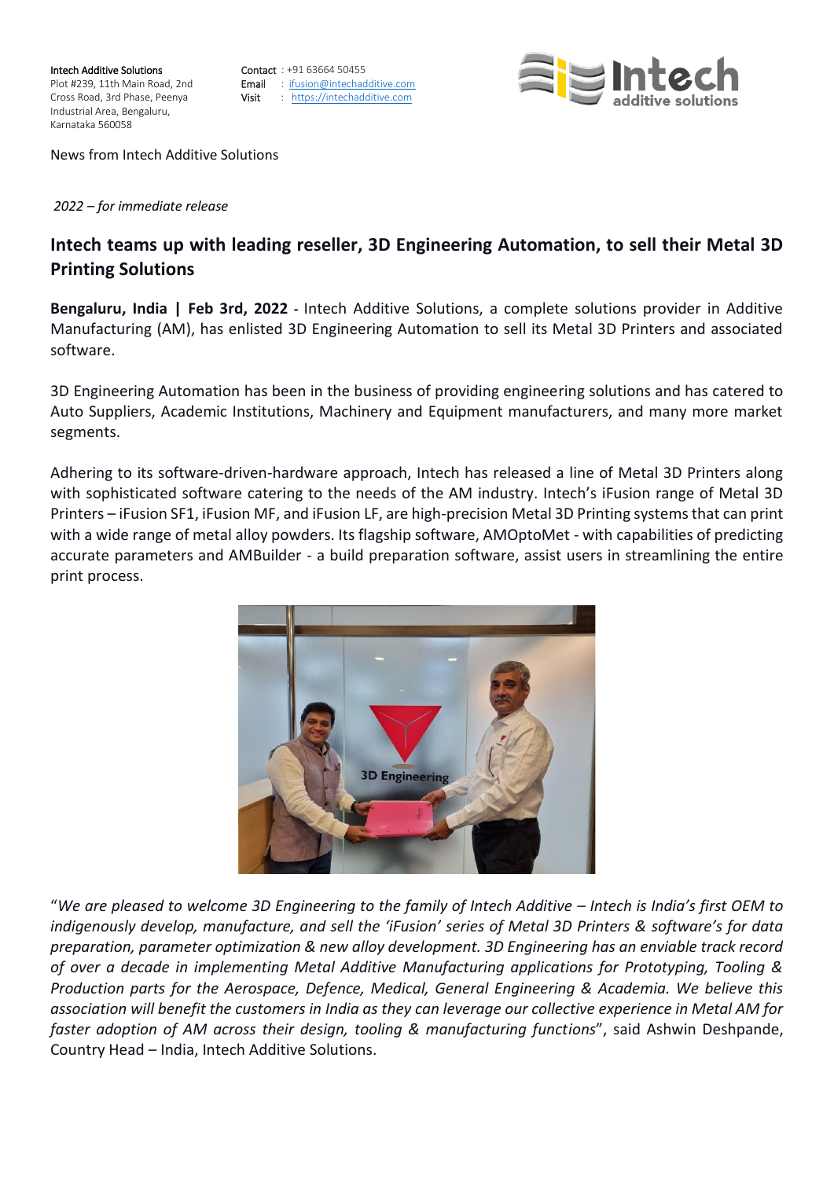**Intech Additive Solutions**
Plot #239, 11th Main Road, 2nd Cross Road, 3rd Phase, Peenya Industrial Area, Bengaluru, Karnataka 560058

**Contact** : +91 63664 50455
**Email** : ifusion@intechadditive.com
**Visit** : https://intechadditive.com

News from Intech Additive Solutions

*2022 – for immediate release*

## Intech teams up with leading reseller, 3D Engineering Automation, to sell their Metal 3D Printing Solutions

**Bengaluru, India | Feb 3rd, 2022 -** Intech Additive Solutions, a complete solutions provider in Additive Manufacturing (AM), has enlisted 3D Engineering Automation to sell its Metal 3D Printers and associated software.

3D Engineering Automation has been in the business of providing engineering solutions and has catered to Auto Suppliers, Academic Institutions, Machinery and Equipment manufacturers, and many more market segments.

Adhering to its software-driven-hardware approach, Intech has released a line of Metal 3D Printers along with sophisticated software catering to the needs of the AM industry. Intech's iFusion range of Metal 3D Printers – iFusion SF1, iFusion MF, and iFusion LF, are high-precision Metal 3D Printing systems that can print with a wide range of metal alloy powders. Its flagship software, AMOptoMet - with capabilities of predicting accurate parameters and AMBuilder - a build preparation software, assist users in streamlining the entire print process.

"*We are pleased to welcome 3D Engineering to the family of Intech Additive – Intech is India's first OEM to indigenously develop, manufacture, and sell the 'iFusion' series of Metal 3D Printers & software's for data preparation, parameter optimization & new alloy development. 3D Engineering has an enviable track record of over a decade in implementing Metal Additive Manufacturing applications for Prototyping, Tooling & Production parts for the Aerospace, Defence, Medical, General Engineering & Academia. We believe this association will benefit the customers in India as they can leverage our collective experience in Metal AM for faster adoption of AM across their design, tooling & manufacturing functions*", said Ashwin Deshpande, Country Head – India, Intech Additive Solutions.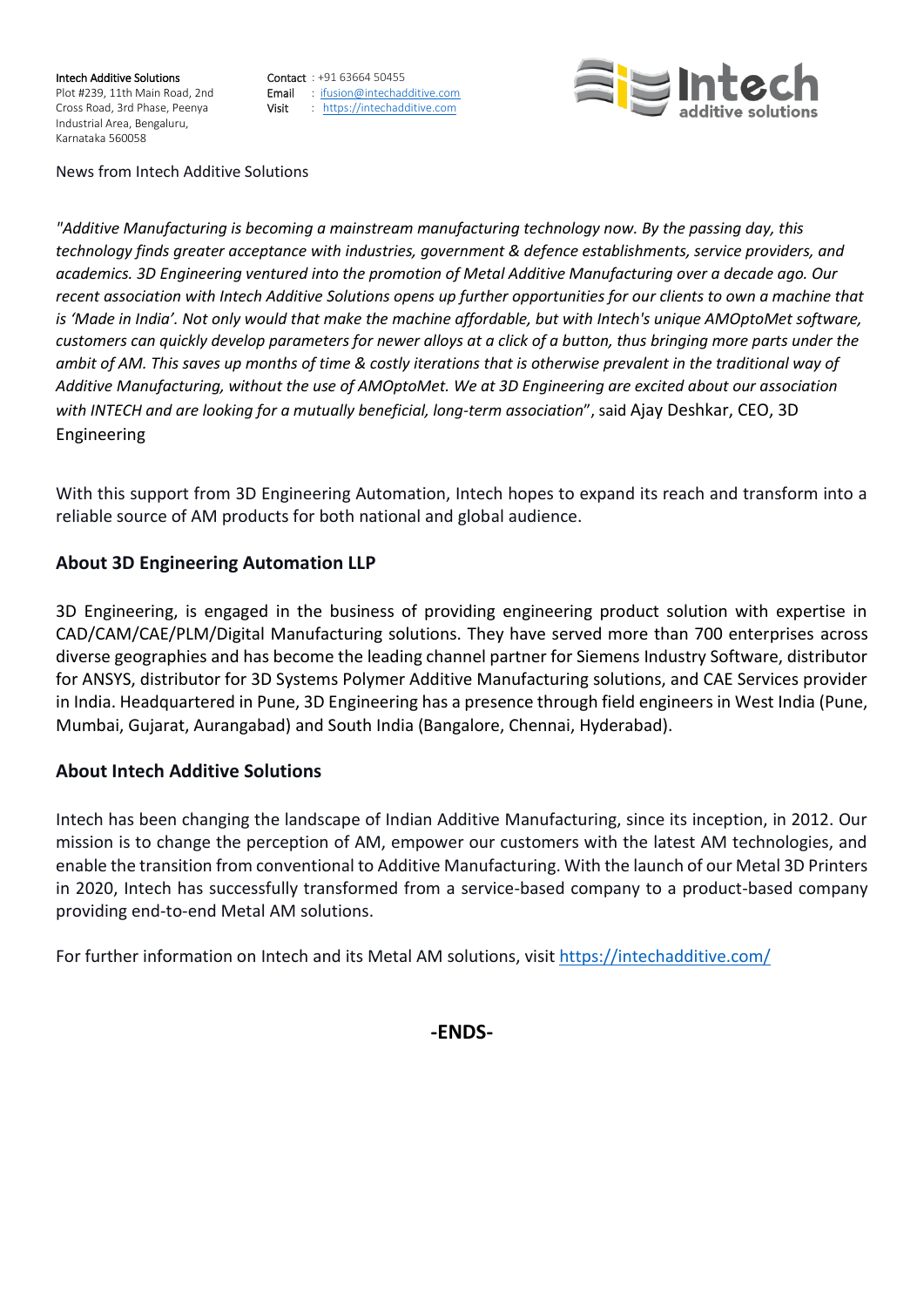Intech Additive Solutions
Plot #239, 11th Main Road, 2nd Cross Road, 3rd Phase, Peenya Industrial Area, Bengaluru, Karnataka 560058

Contact : +91 63664 50455
Email : ifusion@intechadditive.com
Visit : https://intechadditive.com

News from Intech Additive Solutions

*"Additive Manufacturing is becoming a mainstream manufacturing technology now. By the passing day, this technology finds greater acceptance with industries, government & defence establishments, service providers, and academics. 3D Engineering ventured into the promotion of Metal Additive Manufacturing over a decade ago. Our recent association with Intech Additive Solutions opens up further opportunities for our clients to own a machine that is 'Made in India'. Not only would that make the machine affordable, but with Intech's unique AMOptoMet software, customers can quickly develop parameters for newer alloys at a click of a button, thus bringing more parts under the ambit of AM. This saves up months of time & costly iterations that is otherwise prevalent in the traditional way of Additive Manufacturing, without the use of AMOptoMet. We at 3D Engineering are excited about our association with INTECH and are looking for a mutually beneficial, long-term association*", said Ajay Deshkar, CEO, 3D Engineering

With this support from 3D Engineering Automation, Intech hopes to expand its reach and transform into a reliable source of AM products for both national and global audience.

## About 3D Engineering Automation LLP

3D Engineering, is engaged in the business of providing engineering product solution with expertise in CAD/CAM/CAE/PLM/Digital Manufacturing solutions. They have served more than 700 enterprises across diverse geographies and has become the leading channel partner for Siemens Industry Software, distributor for ANSYS, distributor for 3D Systems Polymer Additive Manufacturing solutions, and CAE Services provider in India. Headquartered in Pune, 3D Engineering has a presence through field engineers in West India (Pune, Mumbai, Gujarat, Aurangabad) and South India (Bangalore, Chennai, Hyderabad).

## About Intech Additive Solutions

Intech has been changing the landscape of Indian Additive Manufacturing, since its inception, in 2012. Our mission is to change the perception of AM, empower our customers with the latest AM technologies, and enable the transition from conventional to Additive Manufacturing. With the launch of our Metal 3D Printers in 2020, Intech has successfully transformed from a service-based company to a product-based company providing end-to-end Metal AM solutions.

For further information on Intech and its Metal AM solutions, visit https://intechadditive.com/

**-ENDS-**